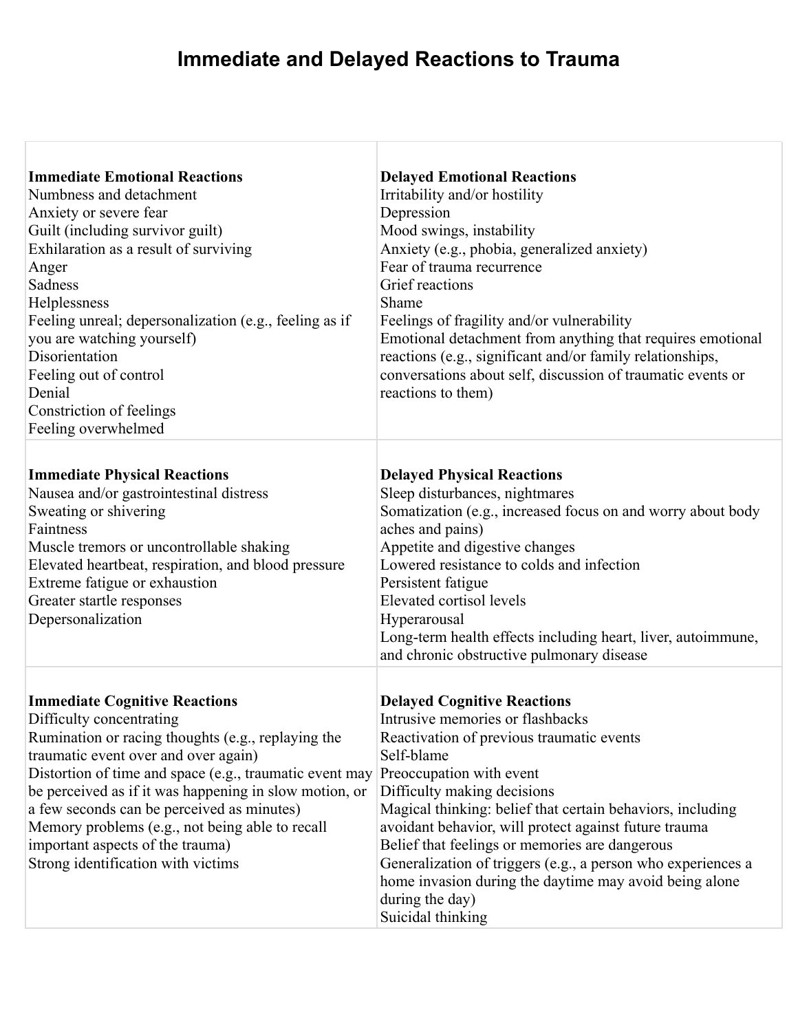# Immediate and Delayed Reactions to Trauma

| Immediate Reactions | Delayed Reactions |
| --- | --- |
| **Immediate Emotional Reactions**<br>Numbness and detachment<br>Anxiety or severe fear<br>Guilt (including survivor guilt)<br>Exhilaration as a result of surviving<br>Anger<br>Sadness<br>Helplessness<br>Feeling unreal; depersonalization (e.g., feeling as if you are watching yourself)<br>Disorientation<br>Feeling out of control<br>Denial<br>Constriction of feelings<br>Feeling overwhelmed | **Delayed Emotional Reactions**<br>Irritability and/or hostility<br>Depression<br>Mood swings, instability<br>Anxiety (e.g., phobia, generalized anxiety)<br>Fear of trauma recurrence<br>Grief reactions<br>Shame<br>Feelings of fragility and/or vulnerability<br>Emotional detachment from anything that requires emotional reactions (e.g., significant and/or family relationships, conversations about self, discussion of traumatic events or reactions to them) |
| **Immediate Physical Reactions**<br>Nausea and/or gastrointestinal distress<br>Sweating or shivering<br>Faintness<br>Muscle tremors or uncontrollable shaking<br>Elevated heartbeat, respiration, and blood pressure<br>Extreme fatigue or exhaustion<br>Greater startle responses<br>Depersonalization | **Delayed Physical Reactions**<br>Sleep disturbances, nightmares<br>Somatization (e.g., increased focus on and worry about body aches and pains)<br>Appetite and digestive changes<br>Lowered resistance to colds and infection<br>Persistent fatigue<br>Elevated cortisol levels<br>Hyperarousal<br>Long-term health effects including heart, liver, autoimmune, and chronic obstructive pulmonary disease |
| **Immediate Cognitive Reactions**<br>Difficulty concentrating<br>Rumination or racing thoughts (e.g., replaying the traumatic event over and over again)<br>Distortion of time and space (e.g., traumatic event may be perceived as if it was happening in slow motion, or a few seconds can be perceived as minutes)<br>Memory problems (e.g., not being able to recall important aspects of the trauma)<br>Strong identification with victims | **Delayed Cognitive Reactions**<br>Intrusive memories or flashbacks<br>Reactivation of previous traumatic events<br>Self-blame<br>Preoccupation with event<br>Difficulty making decisions<br>Magical thinking: belief that certain behaviors, including avoidant behavior, will protect against future trauma<br>Belief that feelings or memories are dangerous<br>Generalization of triggers (e.g., a person who experiences a home invasion during the daytime may avoid being alone during the day)<br>Suicidal thinking |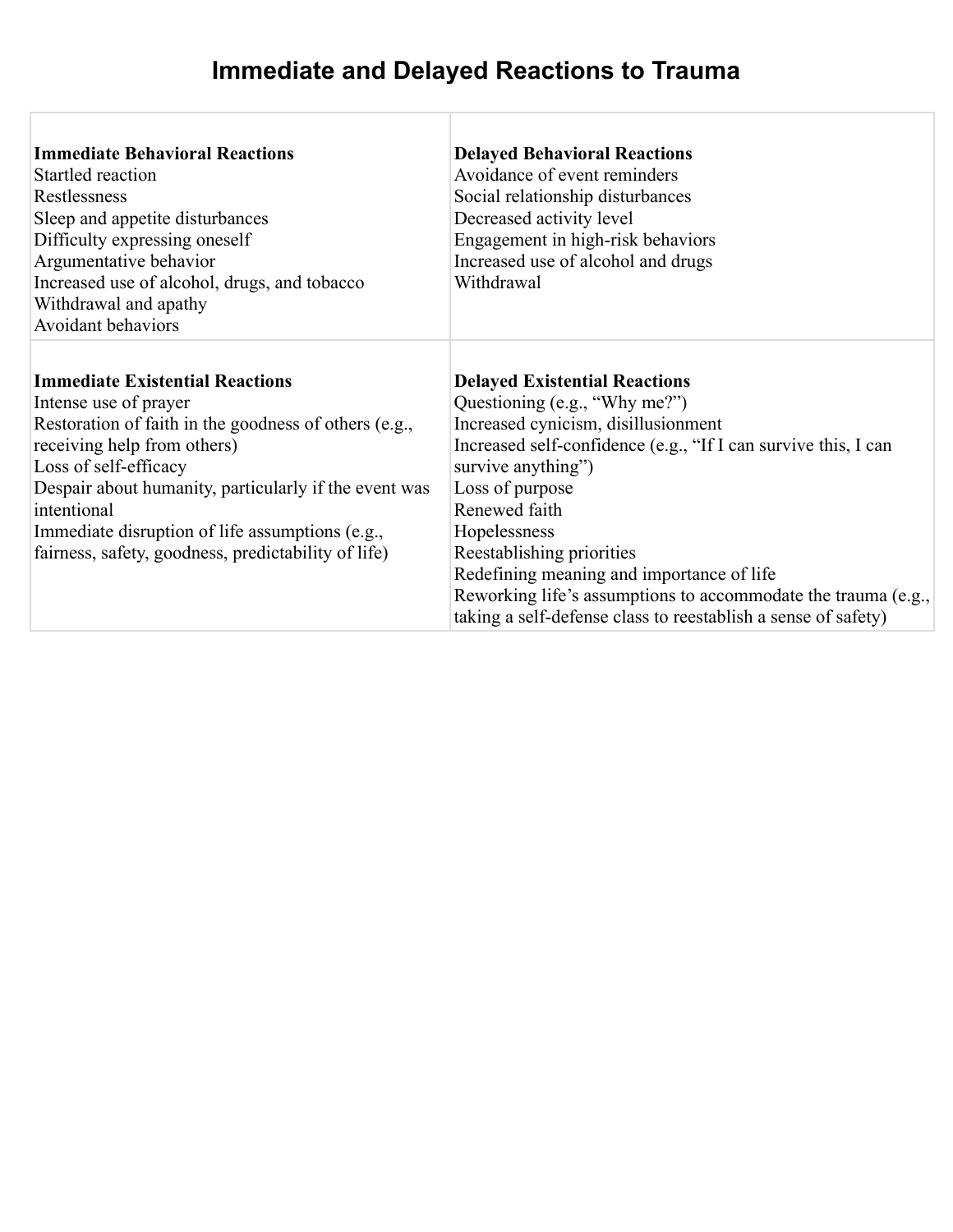# Immediate and Delayed Reactions to Trauma

| | |
|---|---|
| **Immediate Behavioral Reactions**<br>Startled reaction<br>Restlessness<br>Sleep and appetite disturbances<br>Difficulty expressing oneself<br>Argumentative behavior<br>Increased use of alcohol, drugs, and tobacco<br>Withdrawal and apathy<br>Avoidant behaviors | **Delayed Behavioral Reactions**<br>Avoidance of event reminders<br>Social relationship disturbances<br>Decreased activity level<br>Engagement in high-risk behaviors<br>Increased use of alcohol and drugs<br>Withdrawal |
| **Immediate Existential Reactions**<br>Intense use of prayer<br>Restoration of faith in the goodness of others (e.g., receiving help from others)<br>Loss of self-efficacy<br>Despair about humanity, particularly if the event was intentional<br>Immediate disruption of life assumptions (e.g., fairness, safety, goodness, predictability of life) | **Delayed Existential Reactions**<br>Questioning (e.g., "Why me?")<br>Increased cynicism, disillusionment<br>Increased self-confidence (e.g., "If I can survive this, I can survive anything")<br>Loss of purpose<br>Renewed faith<br>Hopelessness<br>Reestablishing priorities<br>Redefining meaning and importance of life<br>Reworking life's assumptions to accommodate the trauma (e.g., taking a self-defense class to reestablish a sense of safety) |